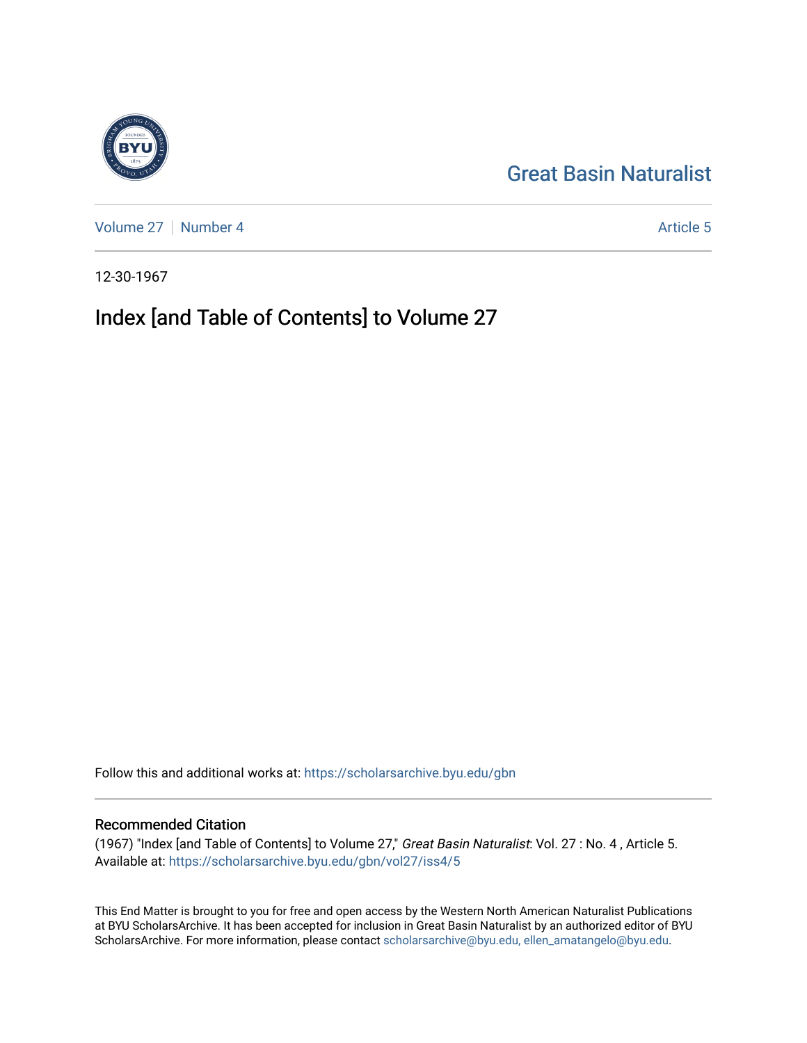Great Basin Naturalist

Volume 27 | Number 4

Article 5

12-30-1967

# Index [and Table of Contents] to Volume 27

Follow this and additional works at: https://scholarsarchive.byu.edu/gbn

## Recommended Citation

(1967) "Index [and Table of Contents] to Volume 27," *Great Basin Naturalist*: Vol. 27 : No. 4 , Article 5.
Available at: https://scholarsarchive.byu.edu/gbn/vol27/iss4/5

This End Matter is brought to you for free and open access by the Western North American Naturalist Publications at BYU ScholarsArchive. It has been accepted for inclusion in Great Basin Naturalist by an authorized editor of BYU ScholarsArchive. For more information, please contact scholarsarchive@byu.edu, ellen_amatangelo@byu.edu.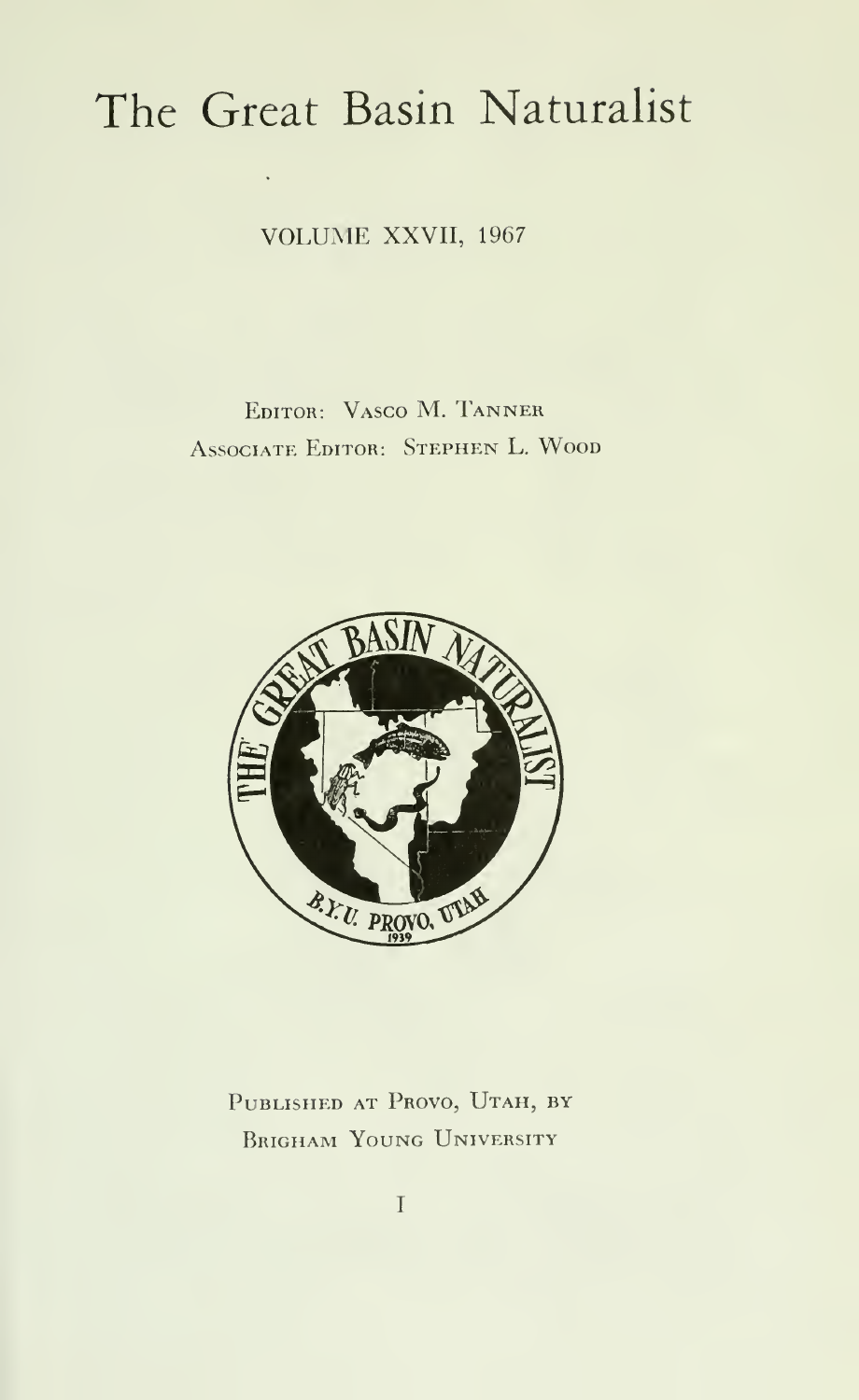# The Great Basin Naturalist

VOLUME XXVII, 1967

EDITOR: VASCO M. TANNER
ASSOCIATE EDITOR: STEPHEN L. WOOD

PUBLISHED AT PROVO, UTAH, BY
BRIGHAM YOUNG UNIVERSITY

I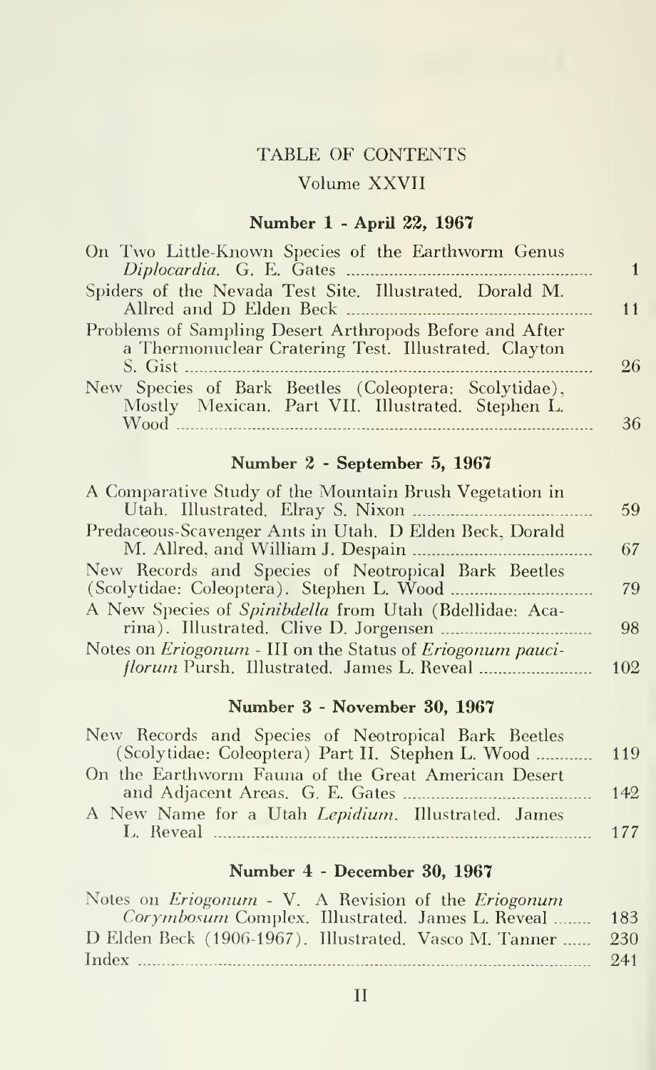# TABLE OF CONTENTS

## Volume XXVII

### Number 1 - April 22, 1967

On Two Little-Known Species of the Earthworm Genus *Diplocardia*. G. E. Gates ..... 1

Spiders of the Nevada Test Site. Illustrated. Dorald M. Allred and D Elden Beck ..... 11

Problems of Sampling Desert Arthropods Before and After a Thermonuclear Cratering Test. Illustrated. Clayton S. Gist ..... 26

New Species of Bark Beetles (Coleoptera: Scolytidae), Mostly Mexican. Part VII. Illustrated. Stephen L. Wood ..... 36

### Number 2 - September 5, 1967

A Comparative Study of the Mountain Brush Vegetation in Utah. Illustrated. Elray S. Nixon ..... 59

Predaceous-Scavenger Ants in Utah. D Elden Beck, Dorald M. Allred, and William J. Despain ..... 67

New Records and Species of Neotropical Bark Beetles (Scolytidae: Coleoptera). Stephen L. Wood ..... 79

A New Species of *Spinibdella* from Utah (Bdellidae: Acarina). Illustrated. Clive D. Jorgensen ..... 98

Notes on *Eriogonum* - III on the Status of *Eriogonum pauciflorum* Pursh. Illustrated. James L. Reveal ..... 102

### Number 3 - November 30, 1967

New Records and Species of Neotropical Bark Beetles (Scolytidae: Coleoptera) Part II. Stephen L. Wood ..... 119

On the Earthworm Fauna of the Great American Desert and Adjacent Areas. G. E. Gates ..... 142

A New Name for a Utah *Lepidium*. Illustrated. James L. Reveal ..... 177

### Number 4 - December 30, 1967

Notes on *Eriogonum* - V. A Revision of the *Eriogonum Corymbosum* Complex. Illustrated. James L. Reveal ..... 183

D Elden Beck (1906-1967). Illustrated. Vasco M. Tanner ..... 230

Index ..... 241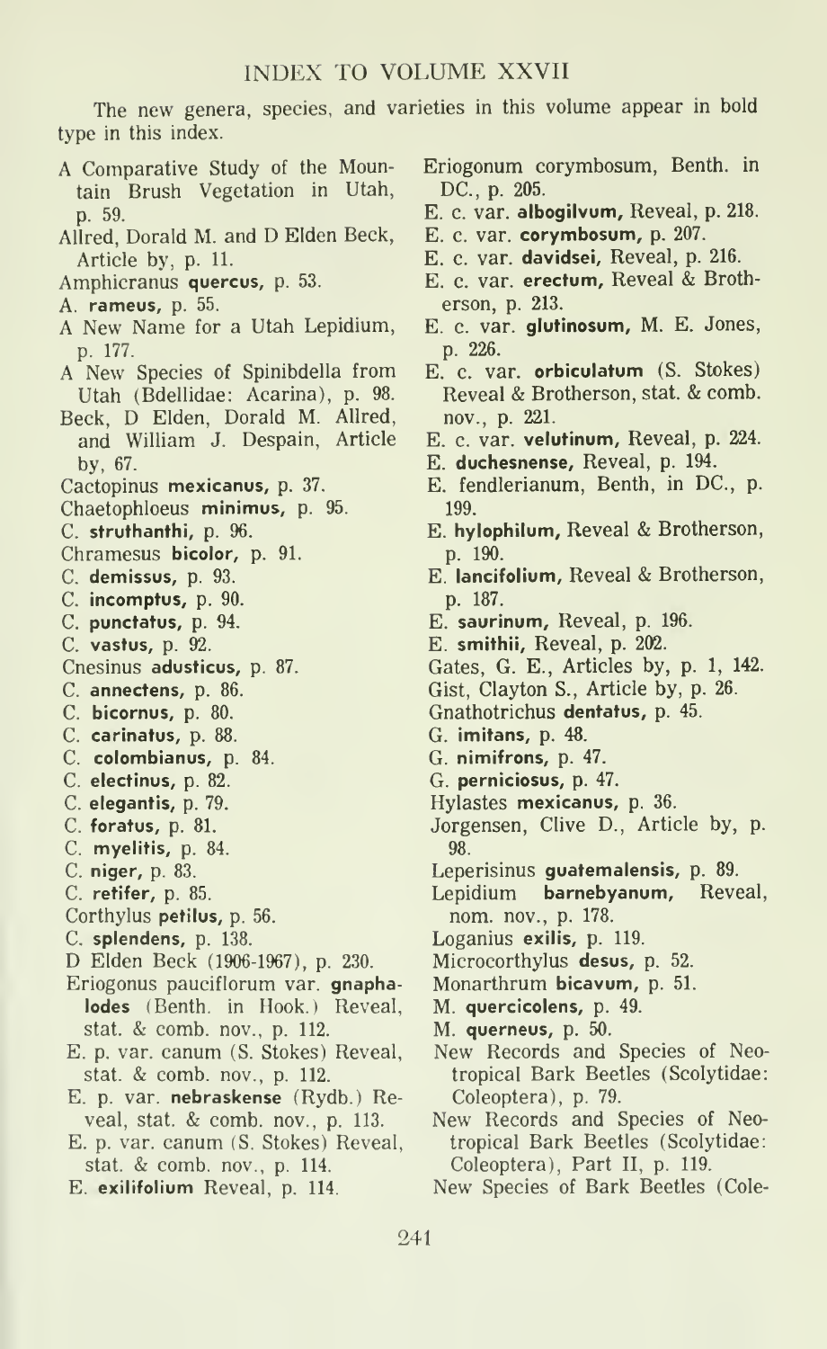# INDEX TO VOLUME XXVII

The new genera, species, and varieties in this volume appear in bold type in this index.

A Comparative Study of the Mountain Brush Vegetation in Utah, p. 59.

Allred, Donald M. and D Elden Beck, Article by, p. 11.

Amphicranus **quercus**, p. 53.

A. **rameus**, p. 55.

A New Name for a Utah Lepidium, p. 177.

A New Species of Spinibdella from Utah (Bdellidae: Acarina), p. 98.

Beck, D Elden, Donald M. Allred, and William J. Despain, Article by, 67.

Cactopinus **mexicanus**, p. 37.

Chaetophloeus **minimus**, p. 95.

C. **struthanthi**, p. 96.

Chramesus **bicolor**, p. 91.

C. **demissus**, p. 93.

C. **incomptus**, p. 90.

C. **punctatus**, p. 94.

C. **vastus**, p. 92.

Cnesinus **adusticus**, p. 87.

C. **annectens**, p. 86.

C. **bicornus**, p. 80.

C. **carinatus**, p. 88.

C. **colombianus**, p. 84.

C. **electinus**, p. 82.

C. **elegantis**, p. 79.

C. **foratus**, p. 81.

C. **myelitis**, p. 84.

C. **niger**, p. 83.

C. **retifer**, p. 85.

Corthylus **petilus**, p. 56.

C. **splendens**, p. 138.

D Elden Beck (1906-1967), p. 230.

Eriogonus pauciflorum var. **gnaphalodes** (Benth. in Hook.) Reveal, stat. & comb. nov., p. 112.

E. p. var. canum (S. Stokes) Reveal, stat. & comb. nov., p. 112.

E. p. var. **nebraskense** (Rydb.) Reveal, stat. & comb. nov., p. 113.

E. p. var. canum (S. Stokes) Reveal, stat. & comb. nov., p. 114.

E. **exilifolium** Reveal, p. 114.

Eriogonum corymbosum, Benth. in DC., p. 205.

E. c. var. **albogilvum**, Reveal, p. 218.

E. c. var. **corymbosum**, p. 207.

E. c. var. **davidsei**, Reveal, p. 216.

E. c. var. **erectum**, Reveal & Brotherson, p. 213.

E. c. var. **glutinosum**, M. E. Jones, p. 226.

E. c. var. **orbiculatum** (S. Stokes) Reveal & Brotherson, stat. & comb. nov., p. 221.

E. c. var. **velutinum**, Reveal, p. 224.

E. **duchesnense**, Reveal, p. 194.

E. fendlerianum, Benth, in DC., p. 199.

E. **hylophilum**, Reveal & Brotherson, p. 190.

E. **lancifolium**, Reveal & Brotherson, p. 187.

E. **saurinum**, Reveal, p. 196.

E. **smithii**, Reveal, p. 202.

Gates, G. E., Articles by, p. 1, 142.

Gist, Clayton S., Article by, p. 26.

Gnathotrichus **dentatus**, p. 45.

G. **imitans**, p. 48.

G. **nimifrons**, p. 47.

G. **perniciosus**, p. 47.

Hylastes **mexicanus**, p. 36.

Jorgensen, Clive D., Article by, p. 98.

Leperisinus **guatemalensis**, p. 89.

Lepidium **barnebyanum**, Reveal, nom. nov., p. 178.

Loganius **exilis**, p. 119.

Microcorthylus **desus**, p. 52.

Monarthrum **bicavum**, p. 51.

M. **quercicolens**, p. 49.

M. **querneus**, p. 50.

New Records and Species of Neotropical Bark Beetles (Scolytidae: Coleoptera), p. 79.

New Records and Species of Neotropical Bark Beetles (Scolytidae: Coleoptera), Part II, p. 119.

New Species of Bark Beetles (Cole-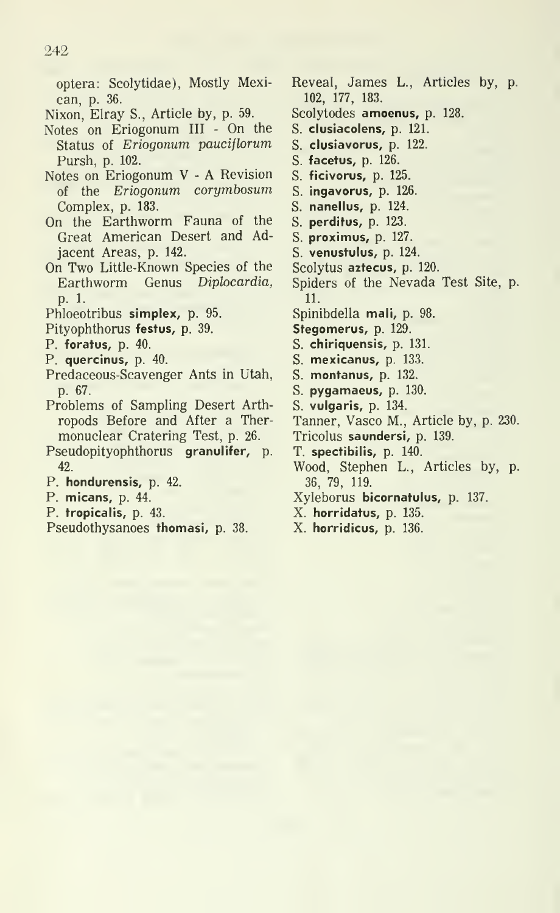optera: Scolytidae), Mostly Mexican, p. 36.

Nixon, Elray S., Article by, p. 59.

Notes on Eriogonum III - On the Status of *Eriogonum pauciflorum* Pursh, p. 102.

Notes on Eriogonum V - A Revision of the *Eriogonum corymbosum* Complex, p. 183.

On the Earthworm Fauna of the Great American Desert and Adjacent Areas, p. 142.

On Two Little-Known Species of the Earthworm Genus *Diplocardia*, p. 1.

Phloeotribus **simplex**, p. 95.

Pityophthorus **festus**, p. 39.

P. **foratus**, p. 40.

P. **quercinus**, p. 40.

Predaceous-Scavenger Ants in Utah, p. 67.

Problems of Sampling Desert Arthropods Before and After a Thermonuclear Cratering Test, p. 26.

Pseudopityophthorus **granulifer**, p. 42.

P. **hondurensis**, p. 42.

P. **micans**, p. 44.

P. **tropicalis**, p. 43.

Pseudothysanoes **thomasi**, p. 38.

Reveal, James L., Articles by, p. 102, 177, 183.

Scolytodes **amoenus**, p. 128.

S. **clusiacolens**, p. 121.

S. **clusiavorus**, p. 122.

S. **facetus**, p. 126.

S. **ficivorus**, p. 125.

S. **ingavorus**, p. 126.

S. **nanellus**, p. 124.

S. **perditus**, p. 123.

S. **proximus**, p. 127.

S. **venustulus**, p. 124.

Scolytus **aztecus**, p. 120.

Spiders of the Nevada Test Site, p. 11.

Spinibdella **mali**, p. 98.

**Stegomerus**, p. 129.

S. **chiriquensis**, p. 131.

S. **mexicanus**, p. 133.

S. **montanus**, p. 132.

S. **pygamaeus**, p. 130.

S. **vulgaris**, p. 134.

Tanner, Vasco M., Article by, p. 230.

Tricolus **saundersi**, p. 139.

T. **spectibilis**, p. 140.

Wood, Stephen L., Articles by, p. 36, 79, 119.

Xyleborus **bicornatulus**, p. 137.

X. **horridatus**, p. 135.

X. **horridicus**, p. 136.